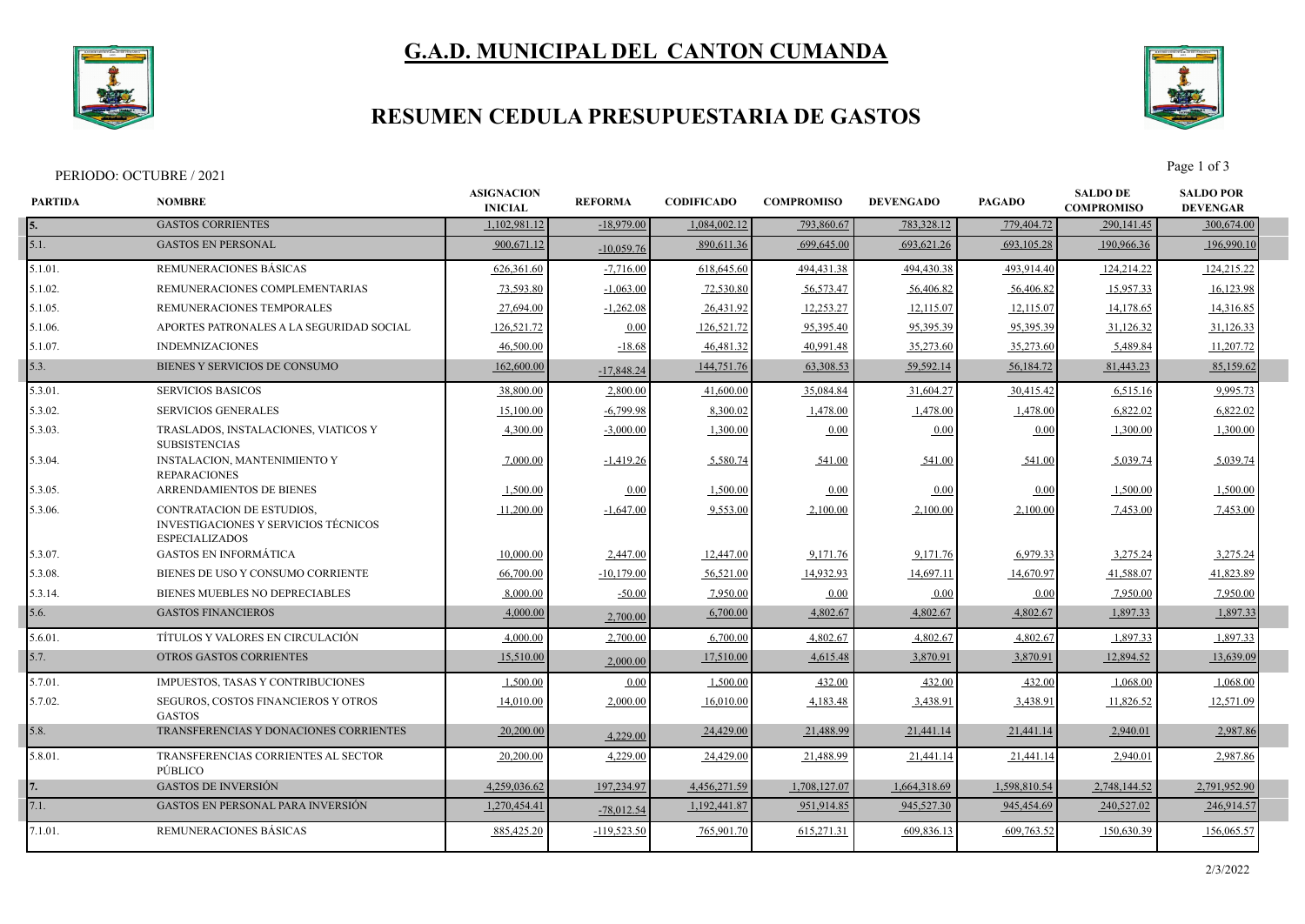# G.A.D. MUNICIPAL DEL CANTON CUMANDA

## RESUMEN CEDULA PRESUPUESTARIA DE GASTOS

PERIODO: OCTUBRE / 2021

| PARTIDA | NOMBRE | ASIGNACION INICIAL | REFORMA | CODIFICADO | COMPROMISO | DEVENGADO | PAGADO | SALDO DE COMPROMISO | SALDO POR DEVENGAR |
|---|---|---|---|---|---|---|---|---|---|
| 5. | GASTOS CORRIENTES | 1,102,981.12 | -18,979.00 | 1,084,002.12 | 793,860.67 | 783,328.12 | 779,404.72 | 290,141.45 | 300,674.00 |
| 5.1. | GASTOS EN PERSONAL | 900,671.12 | -10,059.76 | 890,611.36 | 699,645.00 | 693,621.26 | 693,105.28 | 190,966.36 | 196,990.10 |
| 5.1.01. | REMUNERACIONES BÁSICAS | 626,361.60 | -7,716.00 | 618,645.60 | 494,431.38 | 494,430.38 | 493,914.40 | 124,214.22 | 124,215.22 |
| 5.1.02. | REMUNERACIONES COMPLEMENTARIAS | 73,593.80 | -1,063.00 | 72,530.80 | 56,573.47 | 56,406.82 | 56,406.82 | 15,957.33 | 16,123.98 |
| 5.1.05. | REMUNERACIONES TEMPORALES | 27,694.00 | -1,262.08 | 26,431.92 | 12,253.27 | 12,115.07 | 12,115.07 | 14,178.65 | 14,316.85 |
| 5.1.06. | APORTES PATRONALES A LA SEGURIDAD SOCIAL | 126,521.72 | 0.00 | 126,521.72 | 95,395.40 | 95,395.39 | 95,395.39 | 31,126.32 | 31,126.33 |
| 5.1.07. | INDEMNIZACIONES | 46,500.00 | -18.68 | 46,481.32 | 40,991.48 | 35,273.60 | 35,273.60 | 5,489.84 | 11,207.72 |
| 5.3. | BIENES Y SERVICIOS DE CONSUMO | 162,600.00 | -17,848.24 | 144,751.76 | 63,308.53 | 59,592.14 | 56,184.72 | 81,443.23 | 85,159.62 |
| 5.3.01. | SERVICIOS BASICOS | 38,800.00 | 2,800.00 | 41,600.00 | 35,084.84 | 31,604.27 | 30,415.42 | 6,515.16 | 9,995.73 |
| 5.3.02. | SERVICIOS GENERALES | 15,100.00 | -6,799.98 | 8,300.02 | 1,478.00 | 1,478.00 | 1,478.00 | 6,822.02 | 6,822.02 |
| 5.3.03. | TRASLADOS, INSTALACIONES, VIATICOS Y SUBSISTENCIAS | 4,300.00 | -3,000.00 | 1,300.00 | 0.00 | 0.00 | 0.00 | 1,300.00 | 1,300.00 |
| 5.3.04. | INSTALACION, MANTENIMIENTO Y REPARACIONES | 7,000.00 | -1,419.26 | 5,580.74 | 541.00 | 541.00 | 541.00 | 5,039.74 | 5,039.74 |
| 5.3.05. | ARRENDAMIENTOS DE BIENES | 1,500.00 | 0.00 | 1,500.00 | 0.00 | 0.00 | 0.00 | 1,500.00 | 1,500.00 |
| 5.3.06. | CONTRATACION DE ESTUDIOS, INVESTIGACIONES Y SERVICIOS TÉCNICOS ESPECIALIZADOS | 11,200.00 | -1,647.00 | 9,553.00 | 2,100.00 | 2,100.00 | 2,100.00 | 7,453.00 | 7,453.00 |
| 5.3.07. | GASTOS EN INFORMÁTICA | 10,000.00 | 2,447.00 | 12,447.00 | 9,171.76 | 9,171.76 | 6,979.33 | 3,275.24 | 3,275.24 |
| 5.3.08. | BIENES DE USO Y CONSUMO CORRIENTE | 66,700.00 | -10,179.00 | 56,521.00 | 14,932.93 | 14,697.11 | 14,670.97 | 41,588.07 | 41,823.89 |
| 5.3.14. | BIENES MUEBLES NO DEPRECIABLES | 8,000.00 | -50.00 | 7,950.00 | 0.00 | 0.00 | 0.00 | 7,950.00 | 7,950.00 |
| 5.6. | GASTOS FINANCIEROS | 4,000.00 | 2,700.00 | 6,700.00 | 4,802.67 | 4,802.67 | 4,802.67 | 1,897.33 | 1,897.33 |
| 5.6.01. | TÍTULOS Y VALORES EN CIRCULACIÓN | 4,000.00 | 2,700.00 | 6,700.00 | 4,802.67 | 4,802.67 | 4,802.67 | 1,897.33 | 1,897.33 |
| 5.7. | OTROS GASTOS CORRIENTES | 15,510.00 | 2,000.00 | 17,510.00 | 4,615.48 | 3,870.91 | 3,870.91 | 12,894.52 | 13,639.09 |
| 5.7.01. | IMPUESTOS, TASAS Y CONTRIBUCIONES | 1,500.00 | 0.00 | 1,500.00 | 432.00 | 432.00 | 432.00 | 1,068.00 | 1,068.00 |
| 5.7.02. | SEGUROS, COSTOS FINANCIEROS Y OTROS GASTOS | 14,010.00 | 2,000.00 | 16,010.00 | 4,183.48 | 3,438.91 | 3,438.91 | 11,826.52 | 12,571.09 |
| 5.8. | TRANSFERENCIAS Y DONACIONES CORRIENTES | 20,200.00 | 4,229.00 | 24,429.00 | 21,488.99 | 21,441.14 | 21,441.14 | 2,940.01 | 2,987.86 |
| 5.8.01. | TRANSFERENCIAS CORRIENTES AL SECTOR PÚBLICO | 20,200.00 | 4,229.00 | 24,429.00 | 21,488.99 | 21,441.14 | 21,441.14 | 2,940.01 | 2,987.86 |
| 7. | GASTOS DE INVERSIÓN | 4,259,036.62 | 197,234.97 | 4,456,271.59 | 1,708,127.07 | 1,664,318.69 | 1,598,810.54 | 2,748,144.52 | 2,791,952.90 |
| 7.1. | GASTOS EN PERSONAL PARA INVERSIÓN | 1,270,454.41 | -78,012.54 | 1,192,441.87 | 951,914.85 | 945,527.30 | 945,454.69 | 240,527.02 | 246,914.57 |
| 7.1.01. | REMUNERACIONES BÁSICAS | 885,425.20 | -119,523.50 | 765,901.70 | 615,271.31 | 609,836.13 | 609,763.52 | 150,630.39 | 156,065.57 |

2/3/2022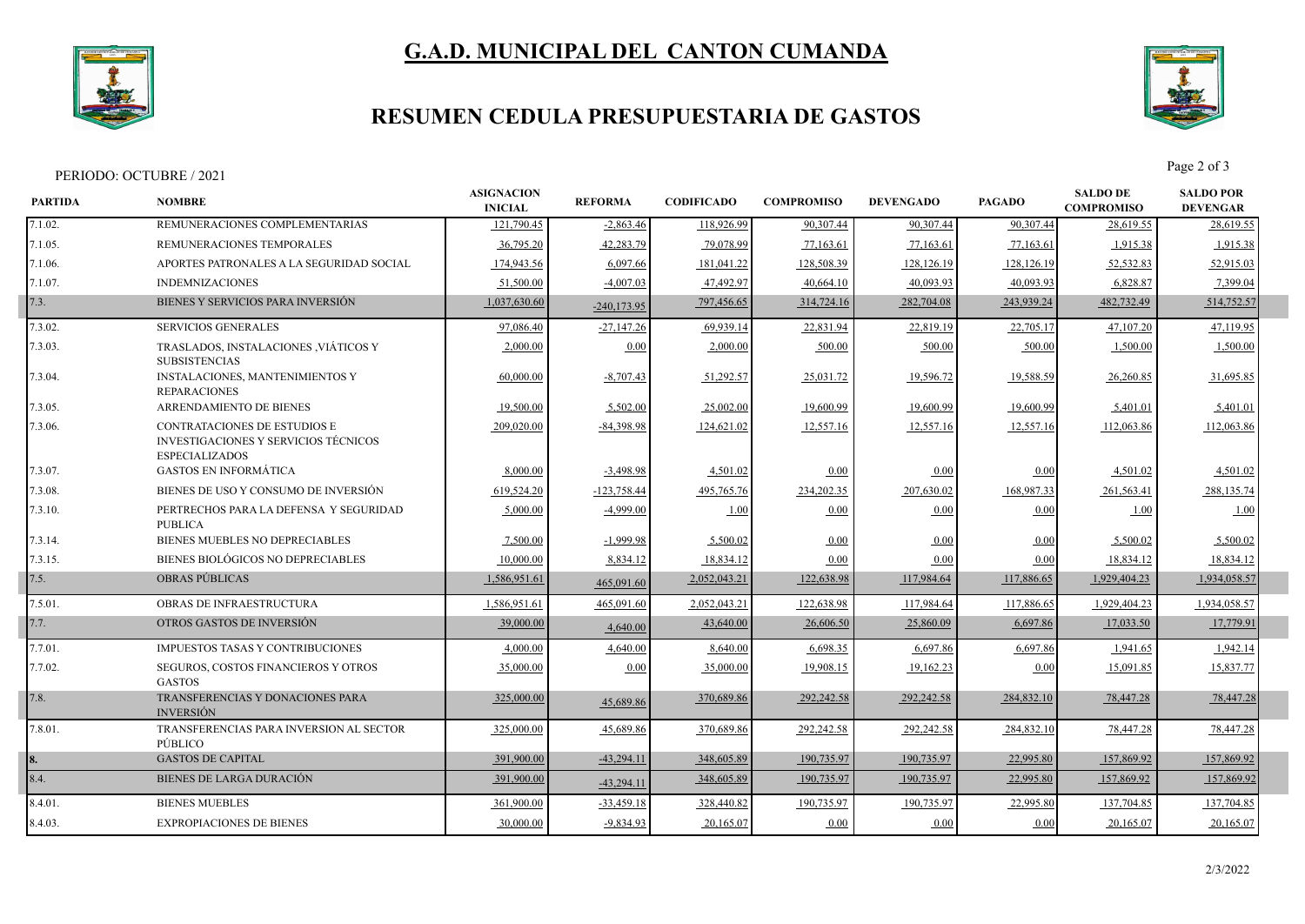# G.A.D. MUNICIPAL DEL CANTON CUMANDA

## RESUMEN CEDULA PRESUPUESTARIA DE GASTOS

PERIODO: OCTUBRE / 2021

| PARTIDA | NOMBRE | ASIGNACION INICIAL | REFORMA | CODIFICADO | COMPROMISO | DEVENGADO | PAGADO | SALDO DE COMPROMISO | SALDO POR DEVENGAR |
|---|---|---|---|---|---|---|---|---|---|
| 7.1.02. | REMUNERACIONES COMPLEMENTARIAS | 121,790.45 | -2,863.46 | 118,926.99 | 90,307.44 | 90,307.44 | 90,307.44 | 28,619.55 | 28,619.55 |
| 7.1.05. | REMUNERACIONES TEMPORALES | 36,795.20 | 42,283.79 | 79,078.99 | 77,163.61 | 77,163.61 | 77,163.61 | 1,915.38 | 1,915.38 |
| 7.1.06. | APORTES PATRONALES A LA SEGURIDAD SOCIAL | 174,943.56 | 6,097.66 | 181,041.22 | 128,508.39 | 128,126.19 | 128,126.19 | 52,532.83 | 52,915.03 |
| 7.1.07. | INDEMNIZACIONES | 51,500.00 | -4,007.03 | 47,492.97 | 40,664.10 | 40,093.93 | 40,093.93 | 6,828.87 | 7,399.04 |
| 7.3. | BIENES Y SERVICIOS PARA INVERSIÓN | 1,037,630.60 | -240,173.95 | 797,456.65 | 314,724.16 | 282,704.08 | 243,939.24 | 482,732.49 | 514,752.57 |
| 7.3.02. | SERVICIOS GENERALES | 97,086.40 | -27,147.26 | 69,939.14 | 22,831.94 | 22,819.19 | 22,705.17 | 47,107.20 | 47,119.95 |
| 7.3.03. | TRASLADOS, INSTALACIONES ,VIÁTICOS Y SUBSISTENCIAS | 2,000.00 | 0.00 | 2,000.00 | 500.00 | 500.00 | 500.00 | 1,500.00 | 1,500.00 |
| 7.3.04. | INSTALACIONES, MANTENIMIENTOS Y REPARACIONES | 60,000.00 | -8,707.43 | 51,292.57 | 25,031.72 | 19,596.72 | 19,588.59 | 26,260.85 | 31,695.85 |
| 7.3.05. | ARRENDAMIENTO DE BIENES | 19,500.00 | 5,502.00 | 25,002.00 | 19,600.99 | 19,600.99 | 19,600.99 | 5,401.01 | 5,401.01 |
| 7.3.06. | CONTRATACIONES DE ESTUDIOS E INVESTIGACIONES Y SERVICIOS TÉCNICOS ESPECIALIZADOS | 209,020.00 | -84,398.98 | 124,621.02 | 12,557.16 | 12,557.16 | 12,557.16 | 112,063.86 | 112,063.86 |
| 7.3.07. | GASTOS EN INFORMÁTICA | 8,000.00 | -3,498.98 | 4,501.02 | 0.00 | 0.00 | 0.00 | 4,501.02 | 4,501.02 |
| 7.3.08. | BIENES DE USO Y CONSUMO DE INVERSIÓN | 619,524.20 | -123,758.44 | 495,765.76 | 234,202.35 | 207,630.02 | 168,987.33 | 261,563.41 | 288,135.74 |
| 7.3.10. | PERTRECHOS PARA LA DEFENSA Y SEGURIDAD PUBLICA | 5,000.00 | -4,999.00 | 1.00 | 0.00 | 0.00 | 0.00 | 1.00 | 1.00 |
| 7.3.14. | BIENES MUEBLES NO DEPRECIABLES | 7,500.00 | -1,999.98 | 5,500.02 | 0.00 | 0.00 | 0.00 | 5,500.02 | 5,500.02 |
| 7.3.15. | BIENES BIOLÓGICOS NO DEPRECIABLES | 10,000.00 | 8,834.12 | 18,834.12 | 0.00 | 0.00 | 0.00 | 18,834.12 | 18,834.12 |
| 7.5. | OBRAS PÚBLICAS | 1,586,951.61 | 465,091.60 | 2,052,043.21 | 122,638.98 | 117,984.64 | 117,886.65 | 1,929,404.23 | 1,934,058.57 |
| 7.5.01. | OBRAS DE INFRAESTRUCTURA | 1,586,951.61 | 465,091.60 | 2,052,043.21 | 122,638.98 | 117,984.64 | 117,886.65 | 1,929,404.23 | 1,934,058.57 |
| 7.7. | OTROS GASTOS DE INVERSIÓN | 39,000.00 | 4,640.00 | 43,640.00 | 26,606.50 | 25,860.09 | 6,697.86 | 17,033.50 | 17,779.91 |
| 7.7.01. | IMPUESTOS TASAS Y CONTRIBUCIONES | 4,000.00 | 4,640.00 | 8,640.00 | 6,698.35 | 6,697.86 | 6,697.86 | 1,941.65 | 1,942.14 |
| 7.7.02. | SEGUROS, COSTOS FINANCIEROS Y OTROS GASTOS | 35,000.00 | 0.00 | 35,000.00 | 19,908.15 | 19,162.23 | 0.00 | 15,091.85 | 15,837.77 |
| 7.8. | TRANSFERENCIAS Y DONACIONES PARA INVERSIÓN | 325,000.00 | 45,689.86 | 370,689.86 | 292,242.58 | 292,242.58 | 284,832.10 | 78,447.28 | 78,447.28 |
| 7.8.01. | TRANSFERENCIAS PARA INVERSION AL SECTOR PÚBLICO | 325,000.00 | 45,689.86 | 370,689.86 | 292,242.58 | 292,242.58 | 284,832.10 | 78,447.28 | 78,447.28 |
| 8. | GASTOS DE CAPITAL | 391,900.00 | -43,294.11 | 348,605.89 | 190,735.97 | 190,735.97 | 22,995.80 | 157,869.92 | 157,869.92 |
| 8.4. | BIENES DE LARGA DURACIÓN | 391,900.00 | -43,294.11 | 348,605.89 | 190,735.97 | 190,735.97 | 22,995.80 | 157,869.92 | 157,869.92 |
| 8.4.01. | BIENES MUEBLES | 361,900.00 | -33,459.18 | 328,440.82 | 190,735.97 | 190,735.97 | 22,995.80 | 137,704.85 | 137,704.85 |
| 8.4.03. | EXPROPIACIONES DE BIENES | 30,000.00 | -9,834.93 | 20,165.07 | 0.00 | 0.00 | 0.00 | 20,165.07 | 20,165.07 |

2/3/2022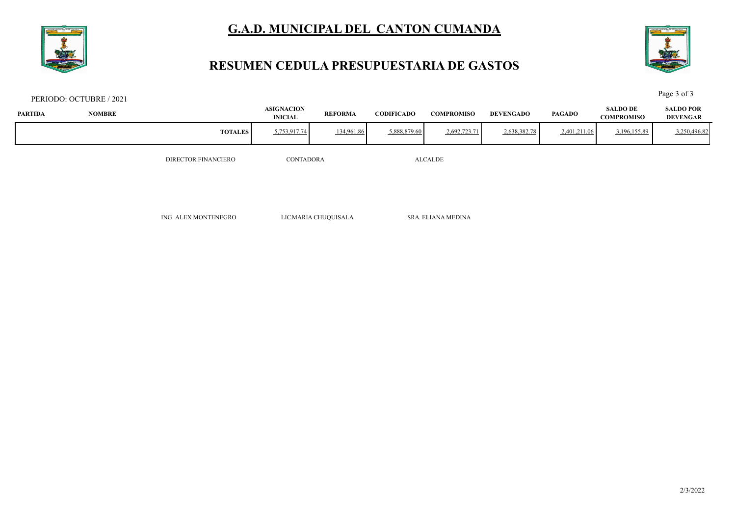# G.A.D. MUNICIPAL DEL CANTON CUMANDA

## RESUMEN CEDULA PRESUPUESTARIA DE GASTOS

PERIODO: OCTUBRE / 2021

| PARTIDA | NOMBRE | ASIGNACION INICIAL | REFORMA | CODIFICADO | COMPROMISO | DEVENGADO | PAGADO | SALDO DE COMPROMISO | SALDO POR DEVENGAR |
|---|---|---|---|---|---|---|---|---|---|
| | TOTALES | 5,753,917.74 | 134,961.86 | 5,888,879.60 | 2,692,723.71 | 2,638,382.78 | 2,401,211.06 | 3,196,155.89 | 3,250,496.82 |

| DIRECTOR FINANCIERO | CONTADORA | ALCALDE |
|---|---|---|
| ING. ALEX MONTENEGRO | LIC.MARIA CHUQUISALA | SRA. ELIANA MEDINA |

2/3/2022